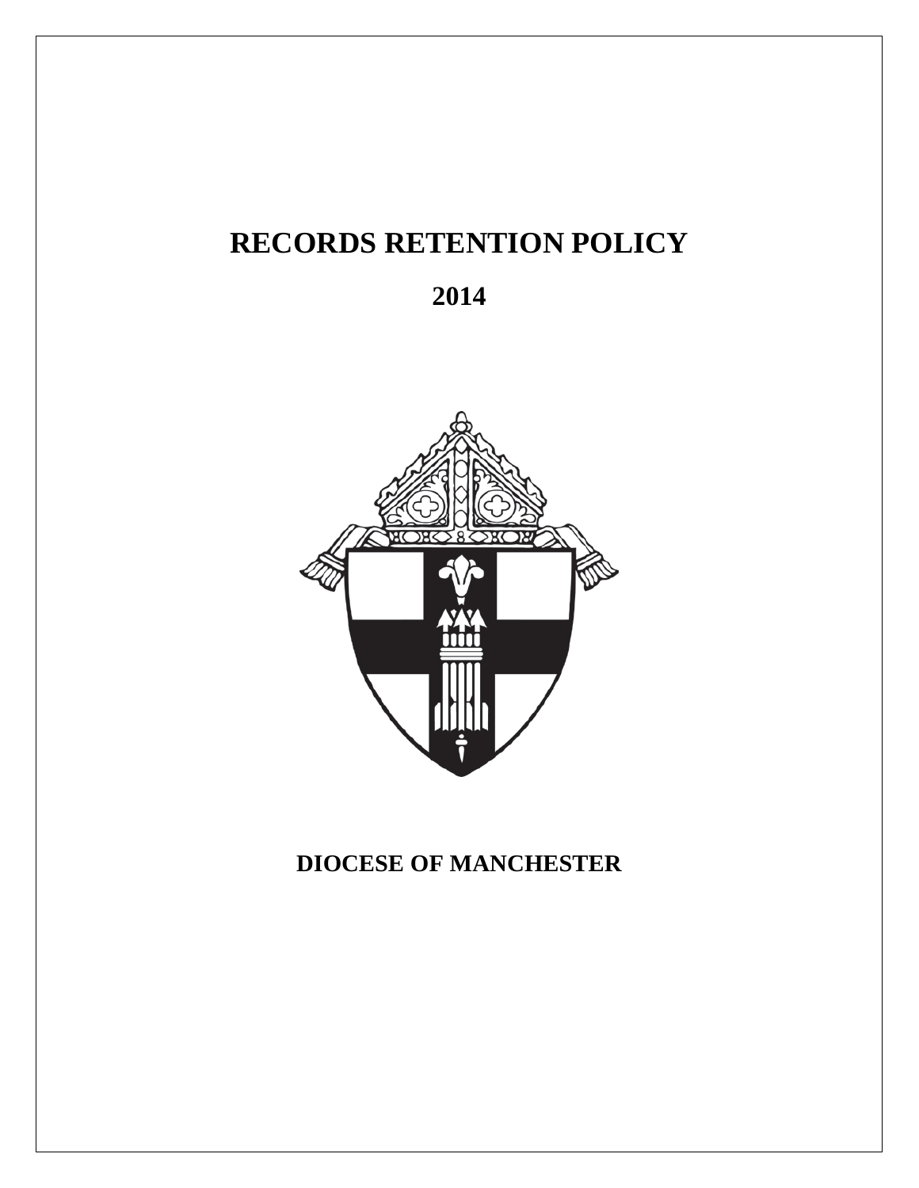# RECORDS RETENTION POLICY

## 2014

## DIOCESE OF MANCHESTER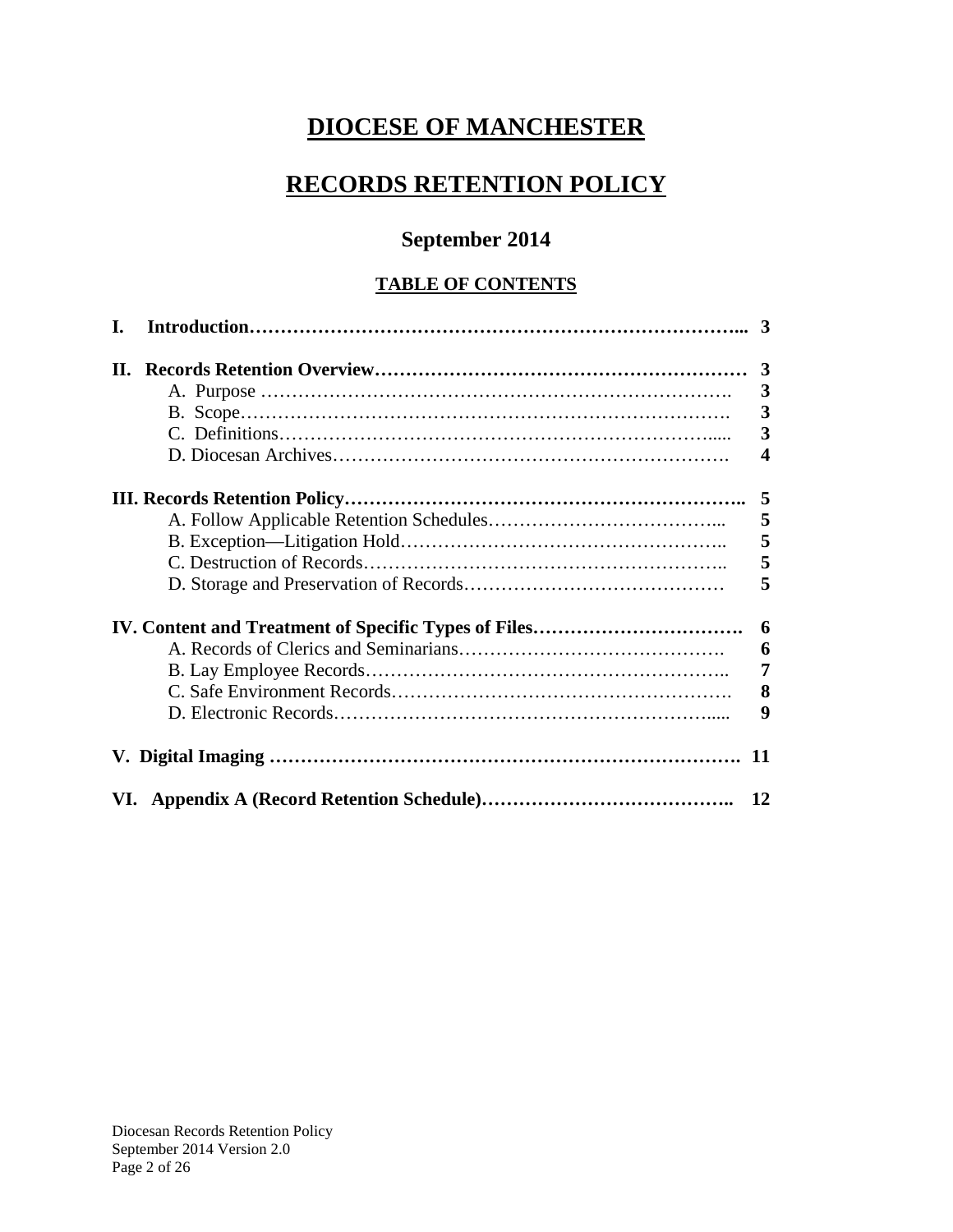# DIOCESE OF MANCHESTER

# RECORDS RETENTION POLICY

## September 2014

### TABLE OF CONTENTS

| | |
|---|---|
| **I. Introduction** | **3** |
| **II. Records Retention Overview** | **3** |
| A. Purpose | 3 |
| B. Scope | 3 |
| C. Definitions | 3 |
| D. Diocesan Archives | 4 |
| **III. Records Retention Policy** | **5** |
| A. Follow Applicable Retention Schedules | 5 |
| B. Exception—Litigation Hold | 5 |
| C. Destruction of Records | 5 |
| D. Storage and Preservation of Records | 5 |
| **IV. Content and Treatment of Specific Types of Files** | **6** |
| A. Records of Clerics and Seminarians | 6 |
| B. Lay Employee Records | 7 |
| C. Safe Environment Records | 8 |
| D. Electronic Records | 9 |
| **V. Digital Imaging** | **11** |
| **VI. Appendix A (Record Retention Schedule)** | **12** |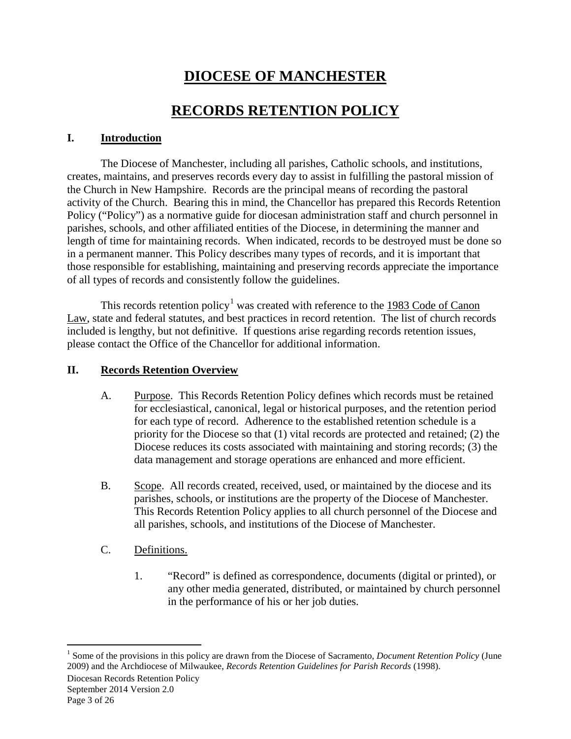# DIOCESE OF MANCHESTER

# RECORDS RETENTION POLICY

## I. Introduction

The Diocese of Manchester, including all parishes, Catholic schools, and institutions, creates, maintains, and preserves records every day to assist in fulfilling the pastoral mission of the Church in New Hampshire. Records are the principal means of recording the pastoral activity of the Church. Bearing this in mind, the Chancellor has prepared this Records Retention Policy ("Policy") as a normative guide for diocesan administration staff and church personnel in parishes, schools, and other affiliated entities of the Diocese, in determining the manner and length of time for maintaining records. When indicated, records to be destroyed must be done so in a permanent manner. This Policy describes many types of records, and it is important that those responsible for establishing, maintaining and preserving records appreciate the importance of all types of records and consistently follow the guidelines.

This records retention policy[1] was created with reference to the 1983 Code of Canon Law, state and federal statutes, and best practices in record retention. The list of church records included is lengthy, but not definitive. If questions arise regarding records retention issues, please contact the Office of the Chancellor for additional information.

## II. Records Retention Overview

A. Purpose. This Records Retention Policy defines which records must be retained for ecclesiastical, canonical, legal or historical purposes, and the retention period for each type of record. Adherence to the established retention schedule is a priority for the Diocese so that (1) vital records are protected and retained; (2) the Diocese reduces its costs associated with maintaining and storing records; (3) the data management and storage operations are enhanced and more efficient.

B. Scope. All records created, received, used, or maintained by the diocese and its parishes, schools, or institutions are the property of the Diocese of Manchester. This Records Retention Policy applies to all church personnel of the Diocese and all parishes, schools, and institutions of the Diocese of Manchester.

C. Definitions.

1. "Record" is defined as correspondence, documents (digital or printed), or any other media generated, distributed, or maintained by church personnel in the performance of his or her job duties.

[1] Some of the provisions in this policy are drawn from the Diocese of Sacramento, *Document Retention Policy* (June 2009) and the Archdiocese of Milwaukee, *Records Retention Guidelines for Parish Records* (1998).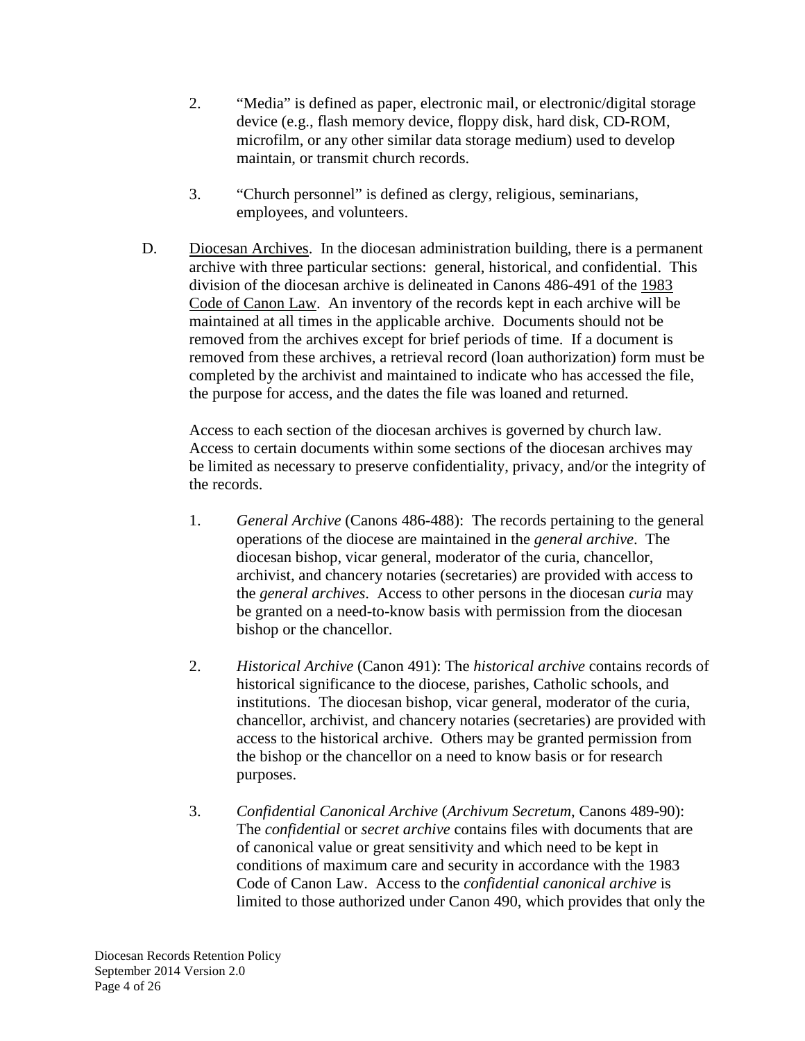2. "Media" is defined as paper, electronic mail, or electronic/digital storage device (e.g., flash memory device, floppy disk, hard disk, CD-ROM, microfilm, or any other similar data storage medium) used to develop maintain, or transmit church records.

3. "Church personnel" is defined as clergy, religious, seminarians, employees, and volunteers.

D. Diocesan Archives. In the diocesan administration building, there is a permanent archive with three particular sections: general, historical, and confidential. This division of the diocesan archive is delineated in Canons 486-491 of the 1983 Code of Canon Law. An inventory of the records kept in each archive will be maintained at all times in the applicable archive. Documents should not be removed from the archives except for brief periods of time. If a document is removed from these archives, a retrieval record (loan authorization) form must be completed by the archivist and maintained to indicate who has accessed the file, the purpose for access, and the dates the file was loaned and returned.

Access to each section of the diocesan archives is governed by church law. Access to certain documents within some sections of the diocesan archives may be limited as necessary to preserve confidentiality, privacy, and/or the integrity of the records.

1. *General Archive* (Canons 486-488): The records pertaining to the general operations of the diocese are maintained in the *general archive*. The diocesan bishop, vicar general, moderator of the curia, chancellor, archivist, and chancery notaries (secretaries) are provided with access to the *general archives*. Access to other persons in the diocesan *curia* may be granted on a need-to-know basis with permission from the diocesan bishop or the chancellor.

2. *Historical Archive* (Canon 491): The *historical archive* contains records of historical significance to the diocese, parishes, Catholic schools, and institutions. The diocesan bishop, vicar general, moderator of the curia, chancellor, archivist, and chancery notaries (secretaries) are provided with access to the historical archive. Others may be granted permission from the bishop or the chancellor on a need to know basis or for research purposes.

3. *Confidential Canonical Archive* (*Archivum Secretum*, Canons 489-90): The *confidential* or *secret archive* contains files with documents that are of canonical value or great sensitivity and which need to be kept in conditions of maximum care and security in accordance with the 1983 Code of Canon Law. Access to the *confidential canonical archive* is limited to those authorized under Canon 490, which provides that only the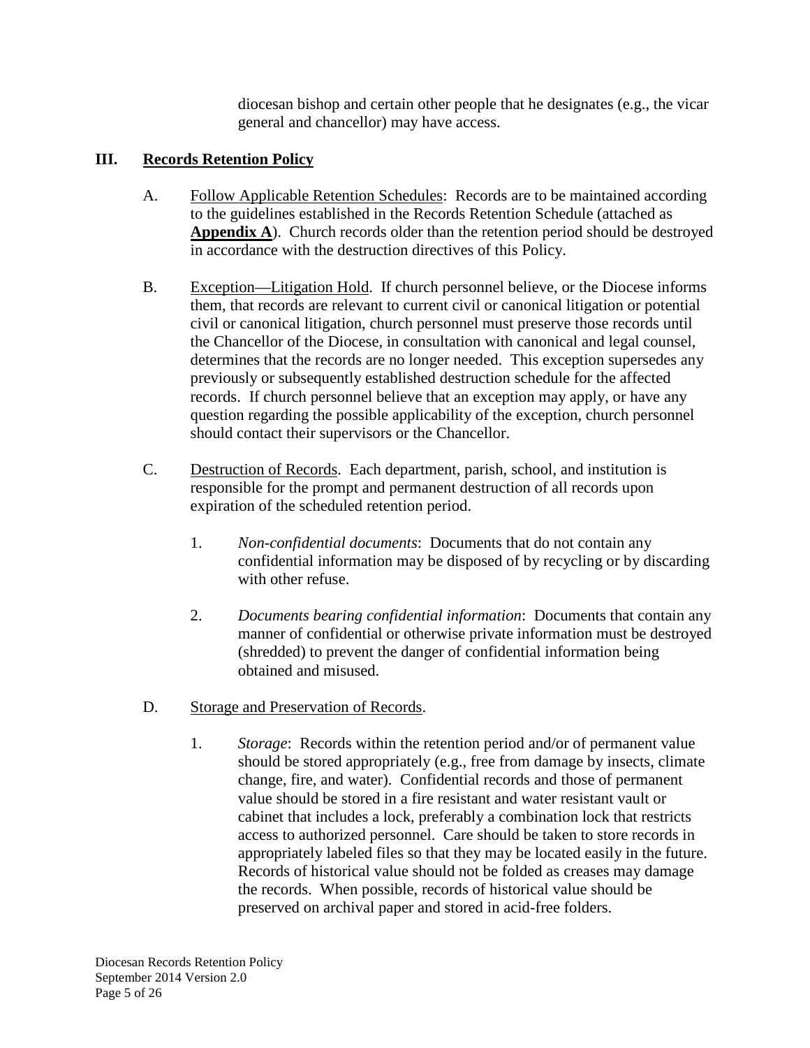diocesan bishop and certain other people that he designates (e.g., the vicar general and chancellor) may have access.

## III. Records Retention Policy

A. Follow Applicable Retention Schedules: Records are to be maintained according to the guidelines established in the Records Retention Schedule (attached as **Appendix A**). Church records older than the retention period should be destroyed in accordance with the destruction directives of this Policy.

B. Exception—Litigation Hold. If church personnel believe, or the Diocese informs them, that records are relevant to current civil or canonical litigation or potential civil or canonical litigation, church personnel must preserve those records until the Chancellor of the Diocese, in consultation with canonical and legal counsel, determines that the records are no longer needed. This exception supersedes any previously or subsequently established destruction schedule for the affected records. If church personnel believe that an exception may apply, or have any question regarding the possible applicability of the exception, church personnel should contact their supervisors or the Chancellor.

C. Destruction of Records. Each department, parish, school, and institution is responsible for the prompt and permanent destruction of all records upon expiration of the scheduled retention period.

1. *Non-confidential documents*: Documents that do not contain any confidential information may be disposed of by recycling or by discarding with other refuse.

2. *Documents bearing confidential information*: Documents that contain any manner of confidential or otherwise private information must be destroyed (shredded) to prevent the danger of confidential information being obtained and misused.

D. Storage and Preservation of Records.

1. *Storage*: Records within the retention period and/or of permanent value should be stored appropriately (e.g., free from damage by insects, climate change, fire, and water). Confidential records and those of permanent value should be stored in a fire resistant and water resistant vault or cabinet that includes a lock, preferably a combination lock that restricts access to authorized personnel. Care should be taken to store records in appropriately labeled files so that they may be located easily in the future. Records of historical value should not be folded as creases may damage the records. When possible, records of historical value should be preserved on archival paper and stored in acid-free folders.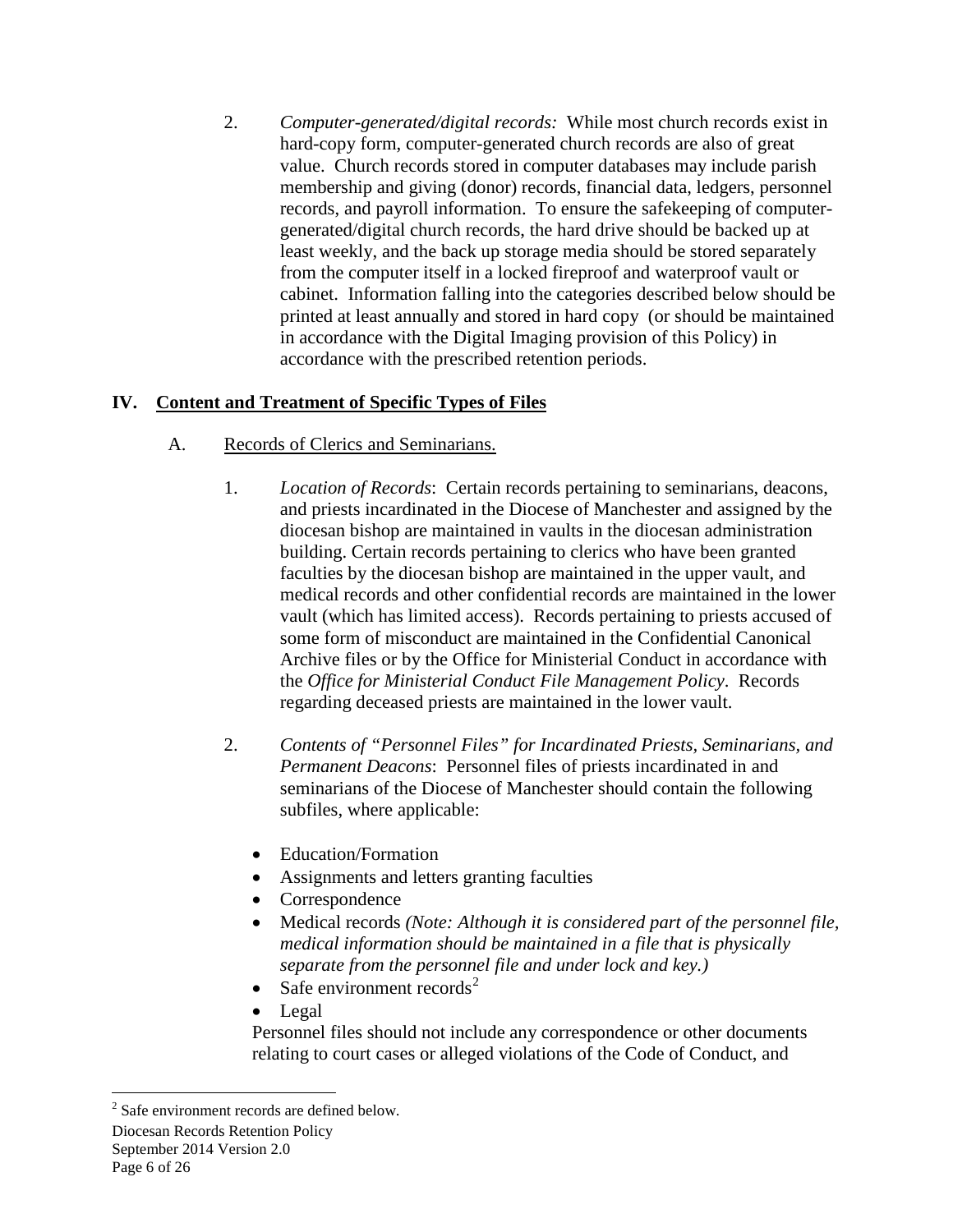2. *Computer-generated/digital records:* While most church records exist in hard-copy form, computer-generated church records are also of great value. Church records stored in computer databases may include parish membership and giving (donor) records, financial data, ledgers, personnel records, and payroll information. To ensure the safekeeping of computer-generated/digital church records, the hard drive should be backed up at least weekly, and the back up storage media should be stored separately from the computer itself in a locked fireproof and waterproof vault or cabinet. Information falling into the categories described below should be printed at least annually and stored in hard copy (or should be maintained in accordance with the Digital Imaging provision of this Policy) in accordance with the prescribed retention periods.

## IV. Content and Treatment of Specific Types of Files

### A. Records of Clerics and Seminarians.

1. *Location of Records*: Certain records pertaining to seminarians, deacons, and priests incardinated in the Diocese of Manchester and assigned by the diocesan bishop are maintained in vaults in the diocesan administration building. Certain records pertaining to clerics who have been granted faculties by the diocesan bishop are maintained in the upper vault, and medical records and other confidential records are maintained in the lower vault (which has limited access). Records pertaining to priests accused of some form of misconduct are maintained in the Confidential Canonical Archive files or by the Office for Ministerial Conduct in accordance with the *Office for Ministerial Conduct File Management Policy*. Records regarding deceased priests are maintained in the lower vault.

2. *Contents of "Personnel Files" for Incardinated Priests, Seminarians, and Permanent Deacons*: Personnel files of priests incardinated in and seminarians of the Diocese of Manchester should contain the following subfiles, where applicable:

   - Education/Formation
   - Assignments and letters granting faculties
   - Correspondence
   - Medical records *(Note: Although it is considered part of the personnel file, medical information should be maintained in a file that is physically separate from the personnel file and under lock and key.)*
   - Safe environment records[2]
   - Legal

   Personnel files should not include any correspondence or other documents relating to court cases or alleged violations of the Code of Conduct, and

[2] Safe environment records are defined below.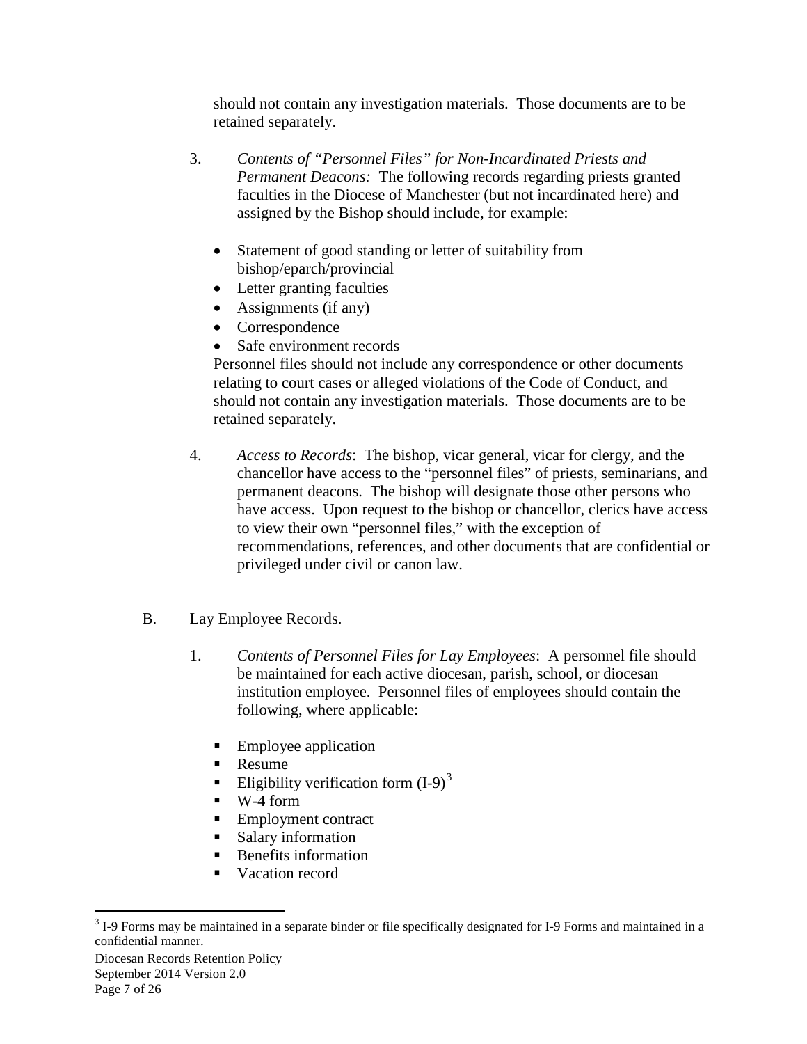should not contain any investigation materials. Those documents are to be retained separately.

3. *Contents of "Personnel Files" for Non-Incardinated Priests and Permanent Deacons:* The following records regarding priests granted faculties in the Diocese of Manchester (but not incardinated here) and assigned by the Bishop should include, for example:

   - Statement of good standing or letter of suitability from bishop/eparch/provincial
   - Letter granting faculties
   - Assignments (if any)
   - Correspondence
   - Safe environment records

   Personnel files should not include any correspondence or other documents relating to court cases or alleged violations of the Code of Conduct, and should not contain any investigation materials. Those documents are to be retained separately.

4. *Access to Records*: The bishop, vicar general, vicar for clergy, and the chancellor have access to the "personnel files" of priests, seminarians, and permanent deacons. The bishop will designate those other persons who have access. Upon request to the bishop or chancellor, clerics have access to view their own "personnel files," with the exception of recommendations, references, and other documents that are confidential or privileged under civil or canon law.

B. Lay Employee Records.

1. *Contents of Personnel Files for Lay Employees*: A personnel file should be maintained for each active diocesan, parish, school, or diocesan institution employee. Personnel files of employees should contain the following, where applicable:

   - Employee application
   - Resume
   - Eligibility verification form (I-9)[3]
   - W-4 form
   - Employment contract
   - Salary information
   - Benefits information
   - Vacation record

[3] I-9 Forms may be maintained in a separate binder or file specifically designated for I-9 Forms and maintained in a confidential manner.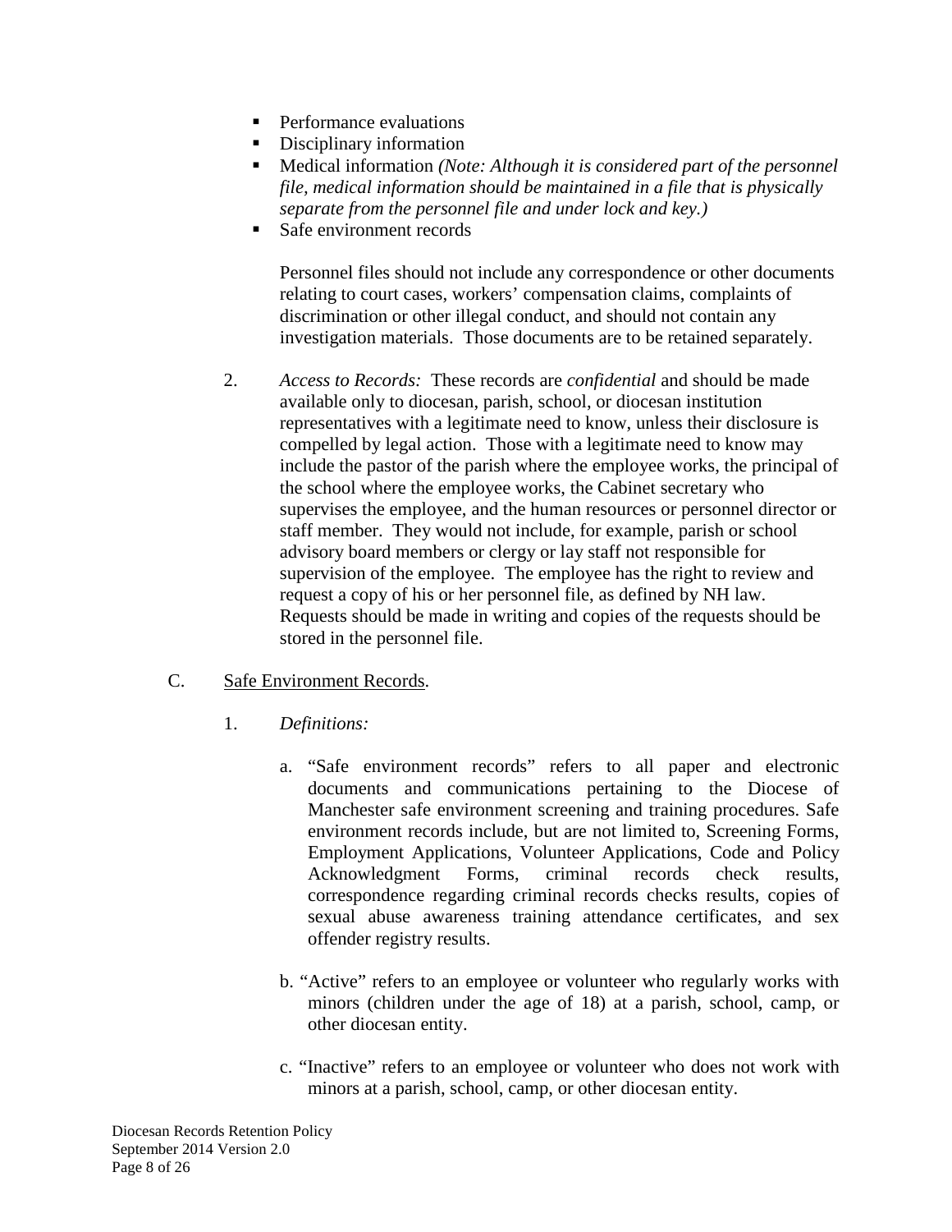- Performance evaluations
- Disciplinary information
- Medical information *(Note: Although it is considered part of the personnel file, medical information should be maintained in a file that is physically separate from the personnel file and under lock and key.)*
- Safe environment records

  Personnel files should not include any correspondence or other documents relating to court cases, workers' compensation claims, complaints of discrimination or other illegal conduct, and should not contain any investigation materials. Those documents are to be retained separately.

2. *Access to Records:* These records are *confidential* and should be made available only to diocesan, parish, school, or diocesan institution representatives with a legitimate need to know, unless their disclosure is compelled by legal action. Those with a legitimate need to know may include the pastor of the parish where the employee works, the principal of the school where the employee works, the Cabinet secretary who supervises the employee, and the human resources or personnel director or staff member. They would not include, for example, parish or school advisory board members or clergy or lay staff not responsible for supervision of the employee. The employee has the right to review and request a copy of his or her personnel file, as defined by NH law. Requests should be made in writing and copies of the requests should be stored in the personnel file.

C. <u>Safe Environment Records</u>.

1. *Definitions:*

   a. "Safe environment records" refers to all paper and electronic documents and communications pertaining to the Diocese of Manchester safe environment screening and training procedures. Safe environment records include, but are not limited to, Screening Forms, Employment Applications, Volunteer Applications, Code and Policy Acknowledgment Forms, criminal records check results, correspondence regarding criminal records checks results, copies of sexual abuse awareness training attendance certificates, and sex offender registry results.

   b. "Active" refers to an employee or volunteer who regularly works with minors (children under the age of 18) at a parish, school, camp, or other diocesan entity.

   c. "Inactive" refers to an employee or volunteer who does not work with minors at a parish, school, camp, or other diocesan entity.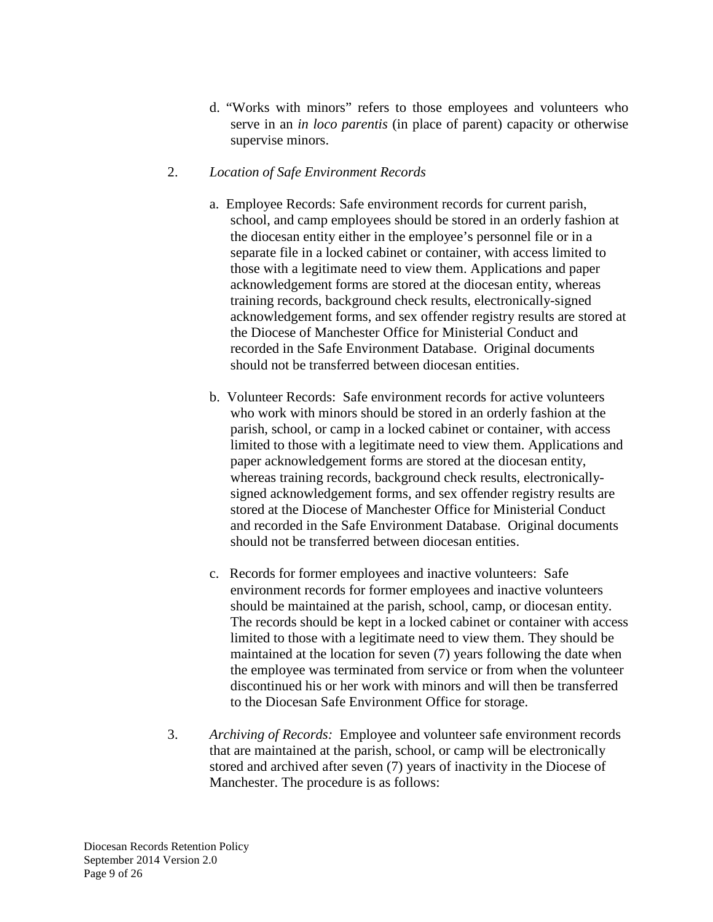d. "Works with minors" refers to those employees and volunteers who serve in an *in loco parentis* (in place of parent) capacity or otherwise supervise minors.

2. *Location of Safe Environment Records*

   a. Employee Records: Safe environment records for current parish, school, and camp employees should be stored in an orderly fashion at the diocesan entity either in the employee's personnel file or in a separate file in a locked cabinet or container, with access limited to those with a legitimate need to view them. Applications and paper acknowledgement forms are stored at the diocesan entity, whereas training records, background check results, electronically-signed acknowledgement forms, and sex offender registry results are stored at the Diocese of Manchester Office for Ministerial Conduct and recorded in the Safe Environment Database. Original documents should not be transferred between diocesan entities.

   b. Volunteer Records: Safe environment records for active volunteers who work with minors should be stored in an orderly fashion at the parish, school, or camp in a locked cabinet or container, with access limited to those with a legitimate need to view them. Applications and paper acknowledgement forms are stored at the diocesan entity, whereas training records, background check results, electronically-signed acknowledgement forms, and sex offender registry results are stored at the Diocese of Manchester Office for Ministerial Conduct and recorded in the Safe Environment Database. Original documents should not be transferred between diocesan entities.

   c. Records for former employees and inactive volunteers: Safe environment records for former employees and inactive volunteers should be maintained at the parish, school, camp, or diocesan entity. The records should be kept in a locked cabinet or container with access limited to those with a legitimate need to view them. They should be maintained at the location for seven (7) years following the date when the employee was terminated from service or from when the volunteer discontinued his or her work with minors and will then be transferred to the Diocesan Safe Environment Office for storage.

3. *Archiving of Records:* Employee and volunteer safe environment records that are maintained at the parish, school, or camp will be electronically stored and archived after seven (7) years of inactivity in the Diocese of Manchester. The procedure is as follows: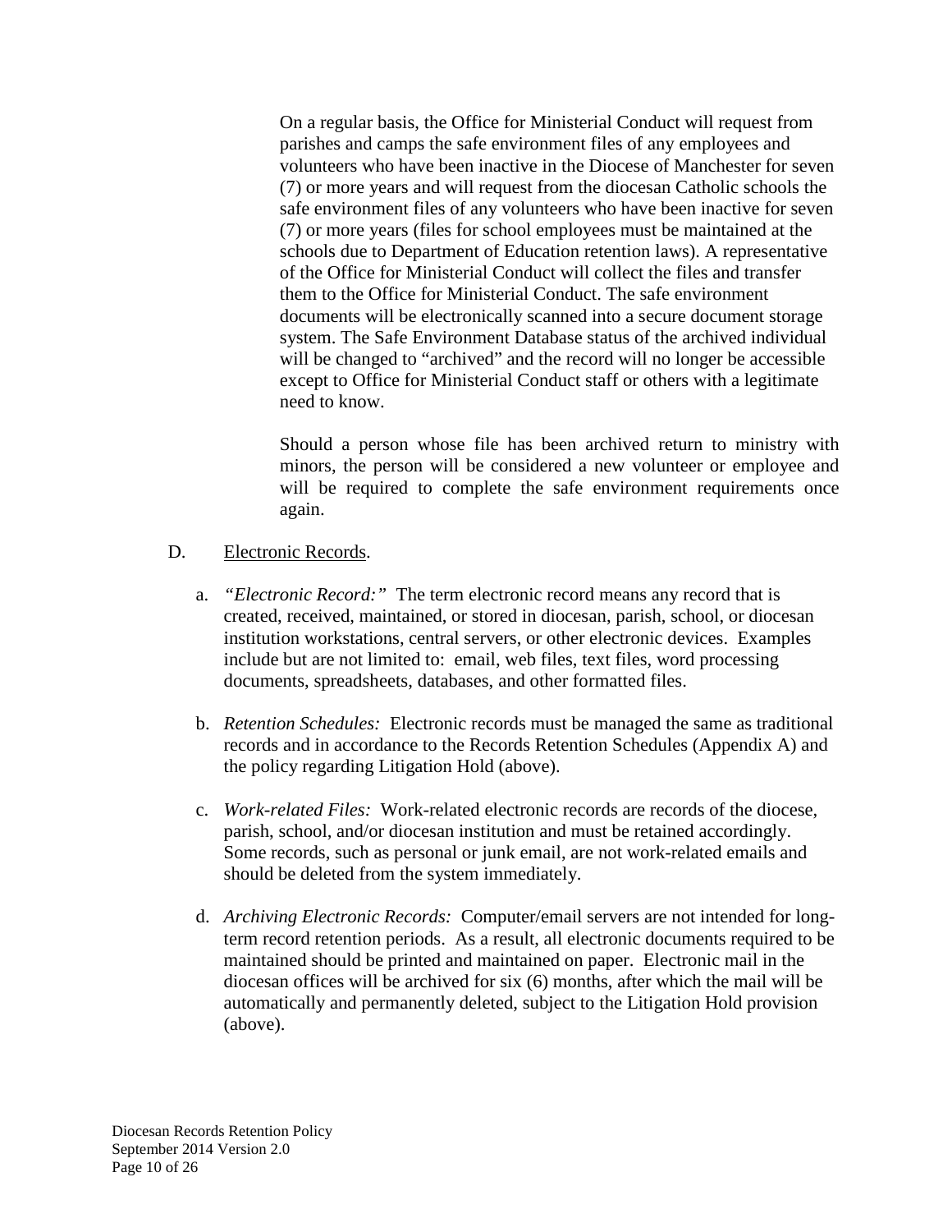On a regular basis, the Office for Ministerial Conduct will request from parishes and camps the safe environment files of any employees and volunteers who have been inactive in the Diocese of Manchester for seven (7) or more years and will request from the diocesan Catholic schools the safe environment files of any volunteers who have been inactive for seven (7) or more years (files for school employees must be maintained at the schools due to Department of Education retention laws). A representative of the Office for Ministerial Conduct will collect the files and transfer them to the Office for Ministerial Conduct. The safe environment documents will be electronically scanned into a secure document storage system. The Safe Environment Database status of the archived individual will be changed to "archived" and the record will no longer be accessible except to Office for Ministerial Conduct staff or others with a legitimate need to know.

Should a person whose file has been archived return to ministry with minors, the person will be considered a new volunteer or employee and will be required to complete the safe environment requirements once again.

D. Electronic Records.

a. *"Electronic Record:"* The term electronic record means any record that is created, received, maintained, or stored in diocesan, parish, school, or diocesan institution workstations, central servers, or other electronic devices. Examples include but are not limited to: email, web files, text files, word processing documents, spreadsheets, databases, and other formatted files.

b. *Retention Schedules:* Electronic records must be managed the same as traditional records and in accordance to the Records Retention Schedules (Appendix A) and the policy regarding Litigation Hold (above).

c. *Work-related Files:* Work-related electronic records are records of the diocese, parish, school, and/or diocesan institution and must be retained accordingly. Some records, such as personal or junk email, are not work-related emails and should be deleted from the system immediately.

d. *Archiving Electronic Records:* Computer/email servers are not intended for long-term record retention periods. As a result, all electronic documents required to be maintained should be printed and maintained on paper. Electronic mail in the diocesan offices will be archived for six (6) months, after which the mail will be automatically and permanently deleted, subject to the Litigation Hold provision (above).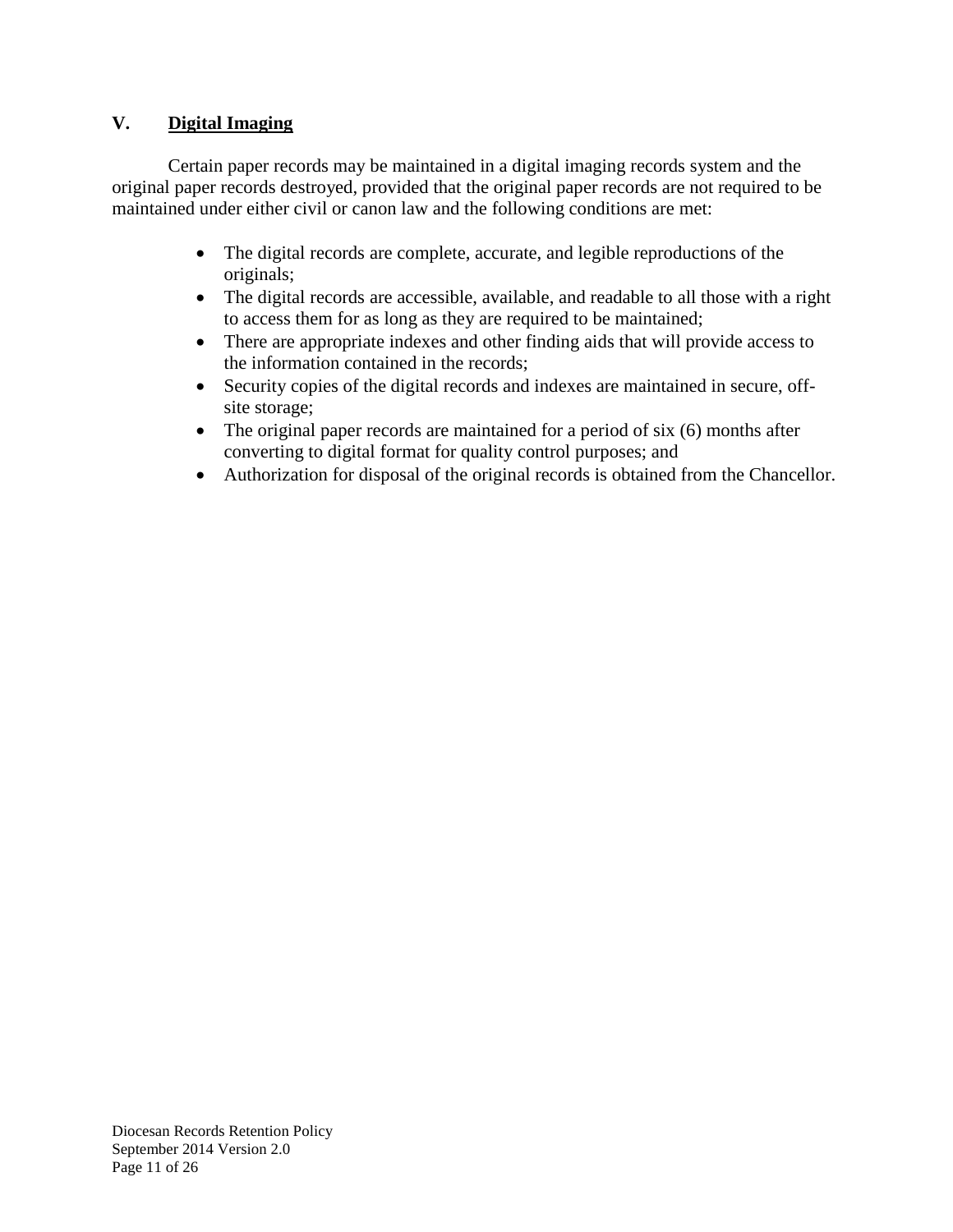## V. <u>Digital Imaging</u>

Certain paper records may be maintained in a digital imaging records system and the original paper records destroyed, provided that the original paper records are not required to be maintained under either civil or canon law and the following conditions are met:

- The digital records are complete, accurate, and legible reproductions of the originals;
- The digital records are accessible, available, and readable to all those with a right to access them for as long as they are required to be maintained;
- There are appropriate indexes and other finding aids that will provide access to the information contained in the records;
- Security copies of the digital records and indexes are maintained in secure, off-site storage;
- The original paper records are maintained for a period of six (6) months after converting to digital format for quality control purposes; and
- Authorization for disposal of the original records is obtained from the Chancellor.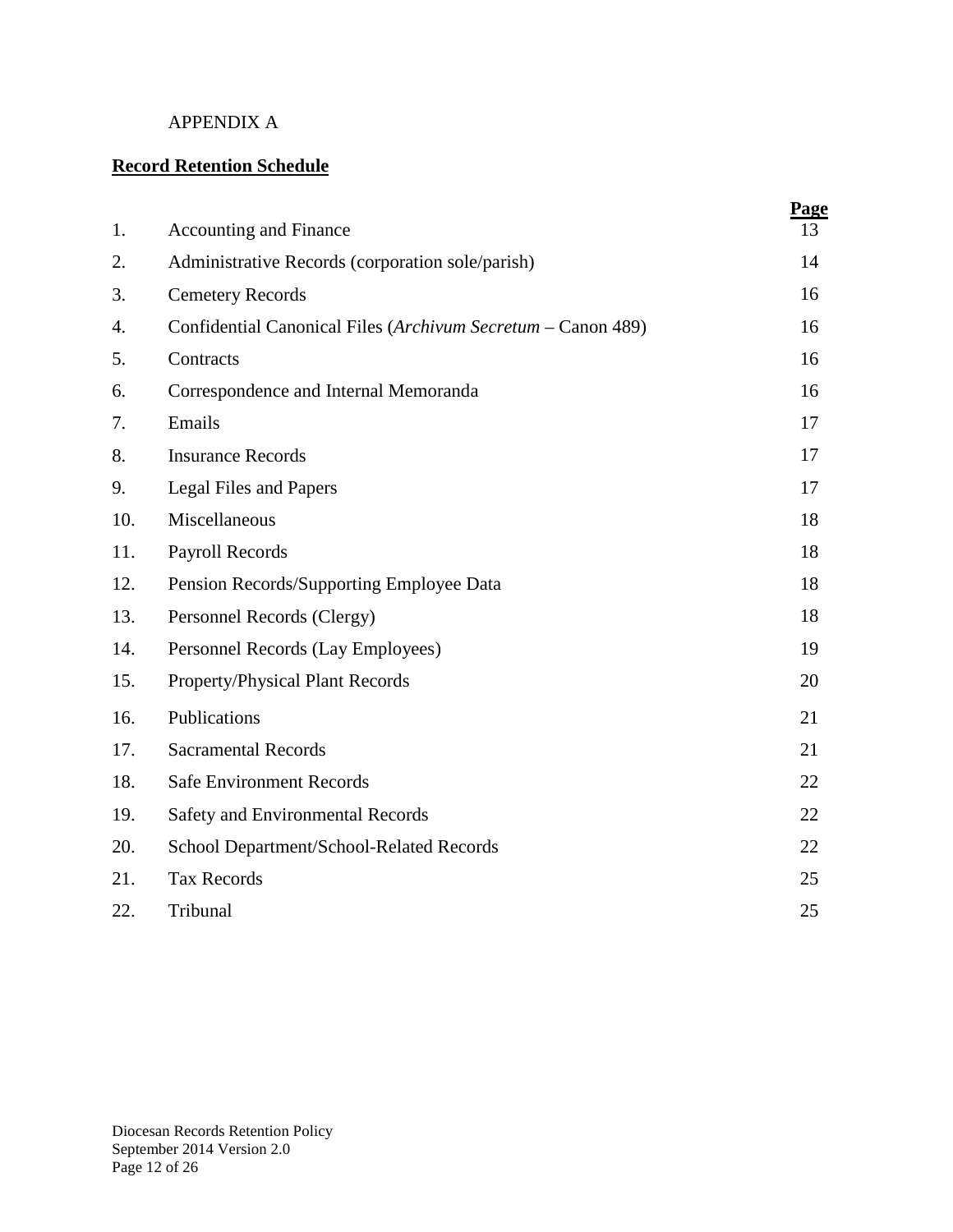APPENDIX A

**Record Retention Schedule**

| | | Page |
|---|---|---|
| 1. | Accounting and Finance | 13 |
| 2. | Administrative Records (corporation sole/parish) | 14 |
| 3. | Cemetery Records | 16 |
| 4. | Confidential Canonical Files (*Archivum Secretum* – Canon 489) | 16 |
| 5. | Contracts | 16 |
| 6. | Correspondence and Internal Memoranda | 16 |
| 7. | Emails | 17 |
| 8. | Insurance Records | 17 |
| 9. | Legal Files and Papers | 17 |
| 10. | Miscellaneous | 18 |
| 11. | Payroll Records | 18 |
| 12. | Pension Records/Supporting Employee Data | 18 |
| 13. | Personnel Records (Clergy) | 18 |
| 14. | Personnel Records (Lay Employees) | 19 |
| 15. | Property/Physical Plant Records | 20 |
| 16. | Publications | 21 |
| 17. | Sacramental Records | 21 |
| 18. | Safe Environment Records | 22 |
| 19. | Safety and Environmental Records | 22 |
| 20. | School Department/School-Related Records | 22 |
| 21. | Tax Records | 25 |
| 22. | Tribunal | 25 |

Diocesan Records Retention Policy
September 2014 Version 2.0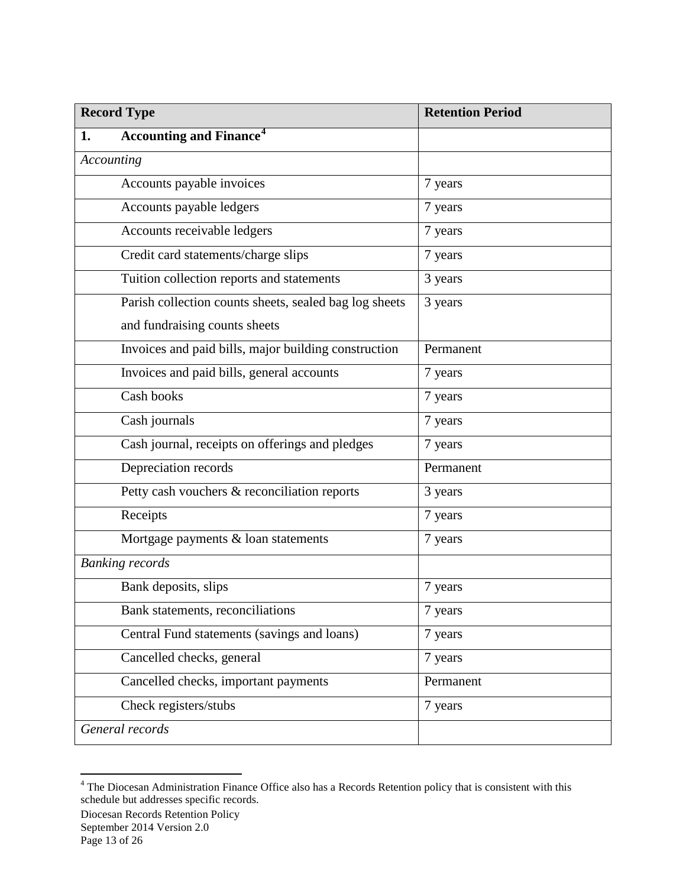| Record Type | Retention Period |
|---|---|
| **1. Accounting and Finance**[4] | |
| *Accounting* | |
| Accounts payable invoices | 7 years |
| Accounts payable ledgers | 7 years |
| Accounts receivable ledgers | 7 years |
| Credit card statements/charge slips | 7 years |
| Tuition collection reports and statements | 3 years |
| Parish collection counts sheets, sealed bag log sheets and fundraising counts sheets | 3 years |
| Invoices and paid bills, major building construction | Permanent |
| Invoices and paid bills, general accounts | 7 years |
| Cash books | 7 years |
| Cash journals | 7 years |
| Cash journal, receipts on offerings and pledges | 7 years |
| Depreciation records | Permanent |
| Petty cash vouchers & reconciliation reports | 3 years |
| Receipts | 7 years |
| Mortgage payments & loan statements | 7 years |
| *Banking records* | |
| Bank deposits, slips | 7 years |
| Bank statements, reconciliations | 7 years |
| Central Fund statements (savings and loans) | 7 years |
| Cancelled checks, general | 7 years |
| Cancelled checks, important payments | Permanent |
| Check registers/stubs | 7 years |
| *General records* | |

[4] The Diocesan Administration Finance Office also has a Records Retention policy that is consistent with this schedule but addresses specific records.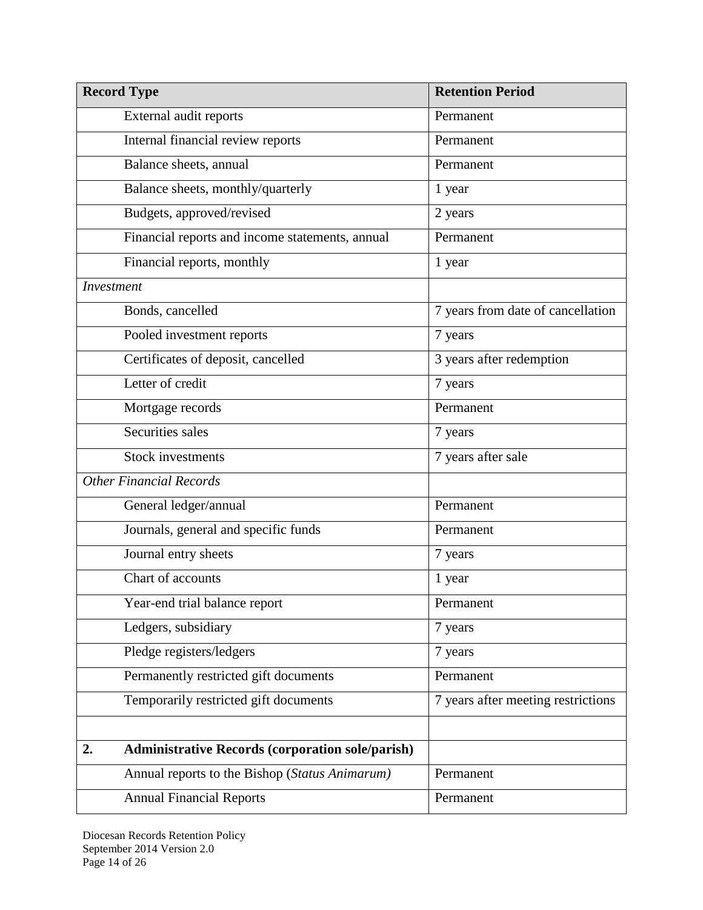| Record Type | Retention Period |
| --- | --- |
| External audit reports | Permanent |
| Internal financial review reports | Permanent |
| Balance sheets, annual | Permanent |
| Balance sheets, monthly/quarterly | 1 year |
| Budgets, approved/revised | 2 years |
| Financial reports and income statements, annual | Permanent |
| Financial reports, monthly | 1 year |
| *Investment* | |
| Bonds, cancelled | 7 years from date of cancellation |
| Pooled investment reports | 7 years |
| Certificates of deposit, cancelled | 3 years after redemption |
| Letter of credit | 7 years |
| Mortgage records | Permanent |
| Securities sales | 7 years |
| Stock investments | 7 years after sale |
| *Other Financial Records* | |
| General ledger/annual | Permanent |
| Journals, general and specific funds | Permanent |
| Journal entry sheets | 7 years |
| Chart of accounts | 1 year |
| Year-end trial balance report | Permanent |
| Ledgers, subsidiary | 7 years |
| Pledge registers/ledgers | 7 years |
| Permanently restricted gift documents | Permanent |
| Temporarily restricted gift documents | 7 years after meeting restrictions |
| | |
| **2. Administrative Records (corporation sole/parish)** | |
| Annual reports to the Bishop (*Status Animarum)* | Permanent |
| Annual Financial Reports | Permanent |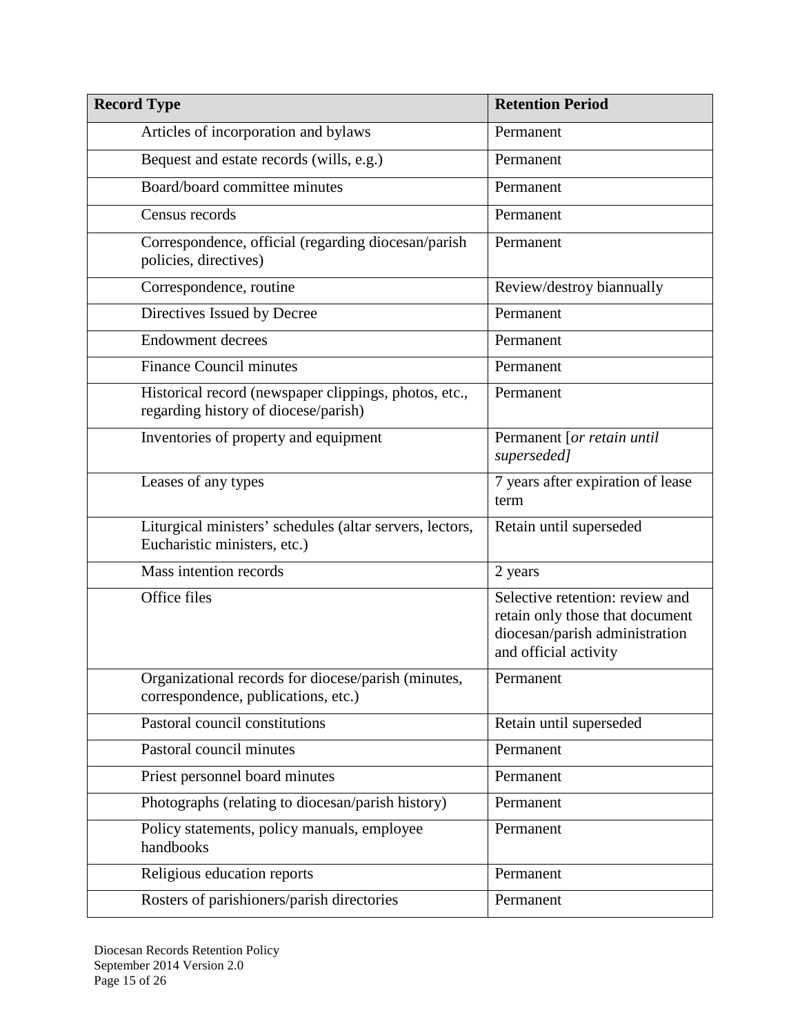| **Record Type** | **Retention Period** |
| --- | --- |
| Articles of incorporation and bylaws | Permanent |
| Bequest and estate records (wills, e.g.) | Permanent |
| Board/board committee minutes | Permanent |
| Census records | Permanent |
| Correspondence, official (regarding diocesan/parish policies, directives) | Permanent |
| Correspondence, routine | Review/destroy biannually |
| Directives Issued by Decree | Permanent |
| Endowment decrees | Permanent |
| Finance Council minutes | Permanent |
| Historical record (newspaper clippings, photos, etc., regarding history of diocese/parish) | Permanent |
| Inventories of property and equipment | Permanent [*or retain until superseded]* |
| Leases of any types | 7 years after expiration of lease term |
| Liturgical ministers' schedules (altar servers, lectors, Eucharistic ministers, etc.) | Retain until superseded |
| Mass intention records | 2 years |
| Office files | Selective retention: review and retain only those that document diocesan/parish administration and official activity |
| Organizational records for diocese/parish (minutes, correspondence, publications, etc.) | Permanent |
| Pastoral council constitutions | Retain until superseded |
| Pastoral council minutes | Permanent |
| Priest personnel board minutes | Permanent |
| Photographs (relating to diocesan/parish history) | Permanent |
| Policy statements, policy manuals, employee handbooks | Permanent |
| Religious education reports | Permanent |
| Rosters of parishioners/parish directories | Permanent |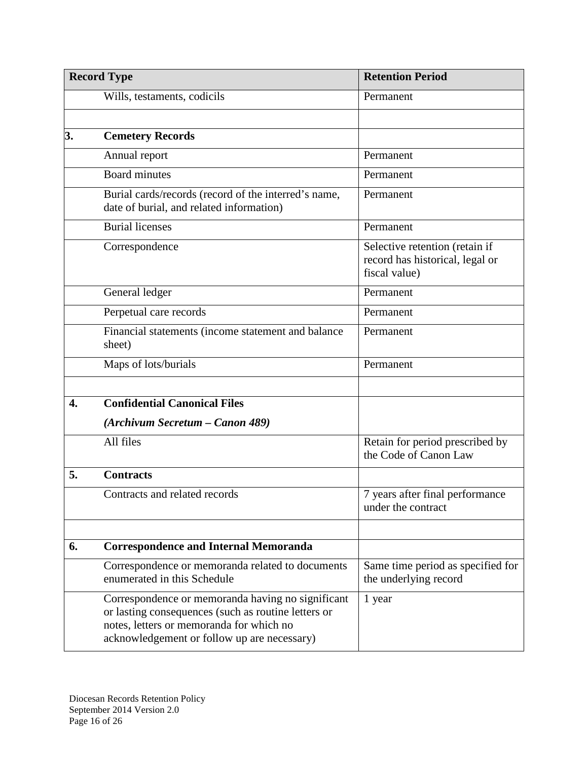| Record Type | | Retention Period |
|---|---|---|
| | Wills, testaments, codicils | Permanent |
| | | |
| **3.** | **Cemetery Records** | |
| | Annual report | Permanent |
| | Board minutes | Permanent |
| | Burial cards/records (record of the interred's name, date of burial, and related information) | Permanent |
| | Burial licenses | Permanent |
| | Correspondence | Selective retention (retain if record has historical, legal or fiscal value) |
| | General ledger | Permanent |
| | Perpetual care records | Permanent |
| | Financial statements (income statement and balance sheet) | Permanent |
| | Maps of lots/burials | Permanent |
| | | |
| **4.** | **Confidential Canonical Files** ***(Archivum Secretum – Canon 489)*** | |
| | All files | Retain for period prescribed by the Code of Canon Law |
| **5.** | **Contracts** | |
| | Contracts and related records | 7 years after final performance under the contract |
| | | |
| **6.** | **Correspondence and Internal Memoranda** | |
| | Correspondence or memoranda related to documents enumerated in this Schedule | Same time period as specified for the underlying record |
| | Correspondence or memoranda having no significant or lasting consequences (such as routine letters or notes, letters or memoranda for which no acknowledgement or follow up are necessary) | 1 year |

Diocesan Records Retention Policy
September 2014 Version 2.0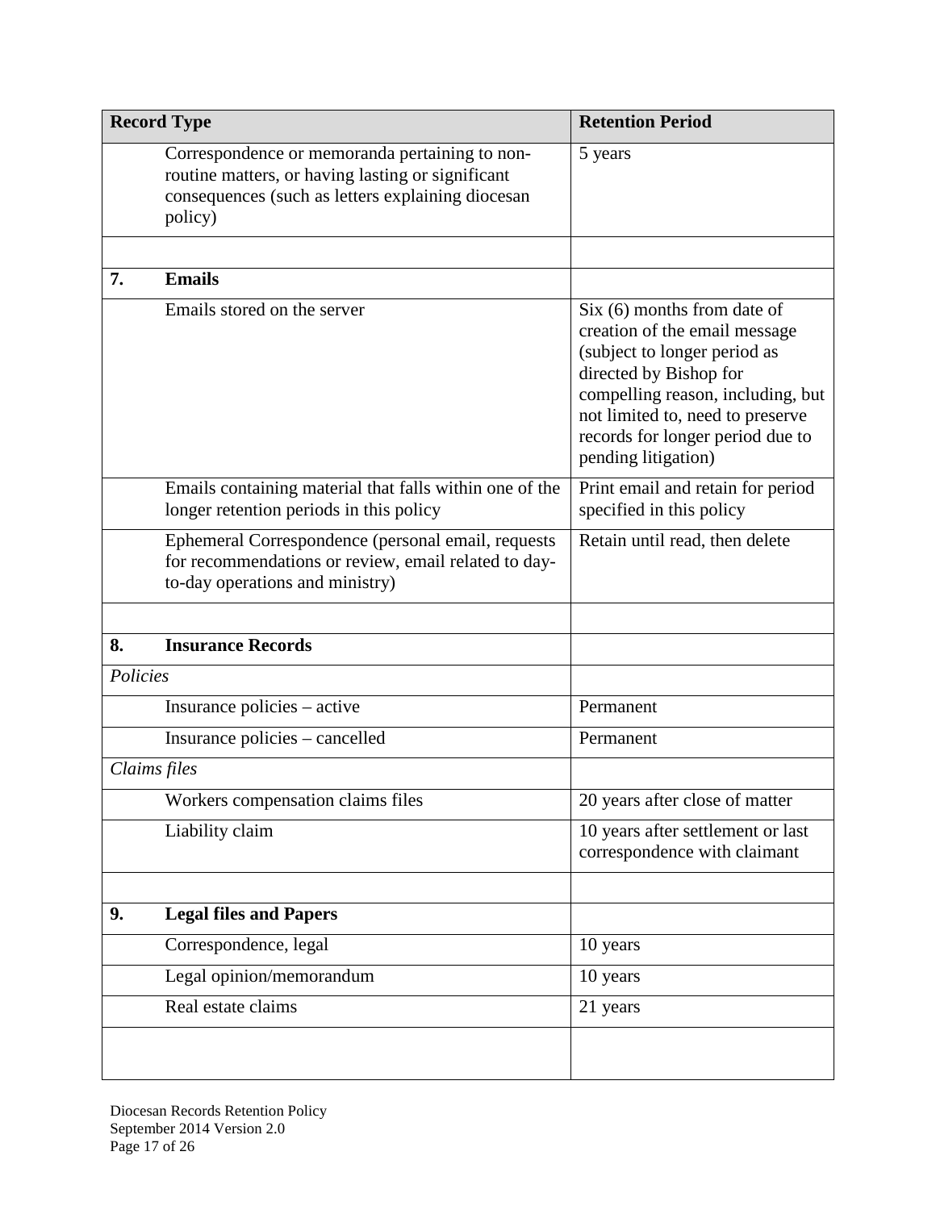| Record Type | Retention Period |
|---|---|
| Correspondence or memoranda pertaining to non-routine matters, or having lasting or significant consequences (such as letters explaining diocesan policy) | 5 years |
| | |
| **7. Emails** | |
| Emails stored on the server | Six (6) months from date of creation of the email message (subject to longer period as directed by Bishop for compelling reason, including, but not limited to, need to preserve records for longer period due to pending litigation) |
| Emails containing material that falls within one of the longer retention periods in this policy | Print email and retain for period specified in this policy |
| Ephemeral Correspondence (personal email, requests for recommendations or review, email related to day-to-day operations and ministry) | Retain until read, then delete |
| | |
| **8. Insurance Records** | |
| *Policies* | |
| Insurance policies – active | Permanent |
| Insurance policies – cancelled | Permanent |
| *Claims files* | |
| Workers compensation claims files | 20 years after close of matter |
| Liability claim | 10 years after settlement or last correspondence with claimant |
| | |
| **9. Legal files and Papers** | |
| Correspondence, legal | 10 years |
| Legal opinion/memorandum | 10 years |
| Real estate claims | 21 years |
| | |

Diocesan Records Retention Policy
September 2014 Version 2.0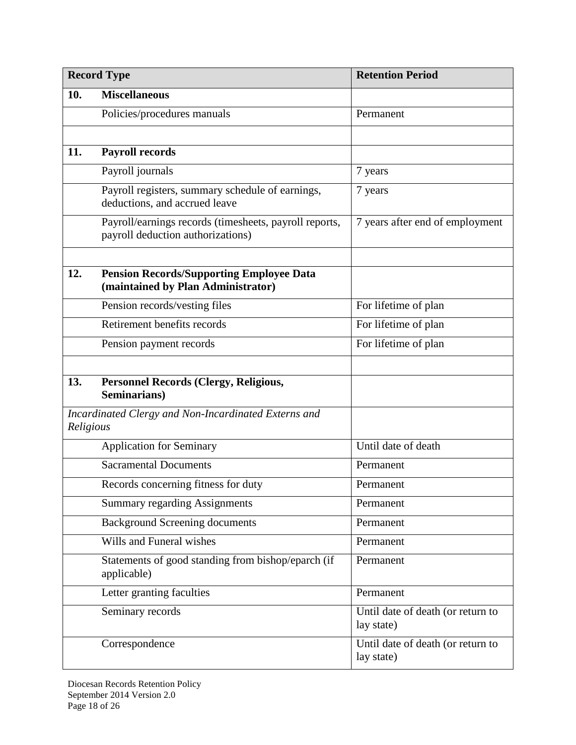| Record Type | | Retention Period |
|---|---|---|
| **10.** | **Miscellaneous** | |
| | Policies/procedures manuals | Permanent |
| | | |
| **11.** | **Payroll records** | |
| | Payroll journals | 7 years |
| | Payroll registers, summary schedule of earnings, deductions, and accrued leave | 7 years |
| | Payroll/earnings records (timesheets, payroll reports, payroll deduction authorizations) | 7 years after end of employment |
| | | |
| **12.** | **Pension Records/Supporting Employee Data (maintained by Plan Administrator)** | |
| | Pension records/vesting files | For lifetime of plan |
| | Retirement benefits records | For lifetime of plan |
| | Pension payment records | For lifetime of plan |
| | | |
| **13.** | **Personnel Records (Clergy, Religious, Seminarians)** | |
| *Incardinated Clergy and Non-Incardinated Externs and Religious* | | |
| | Application for Seminary | Until date of death |
| | Sacramental Documents | Permanent |
| | Records concerning fitness for duty | Permanent |
| | Summary regarding Assignments | Permanent |
| | Background Screening documents | Permanent |
| | Wills and Funeral wishes | Permanent |
| | Statements of good standing from bishop/eparch (if applicable) | Permanent |
| | Letter granting faculties | Permanent |
| | Seminary records | Until date of death (or return to lay state) |
| | Correspondence | Until date of death (or return to lay state) |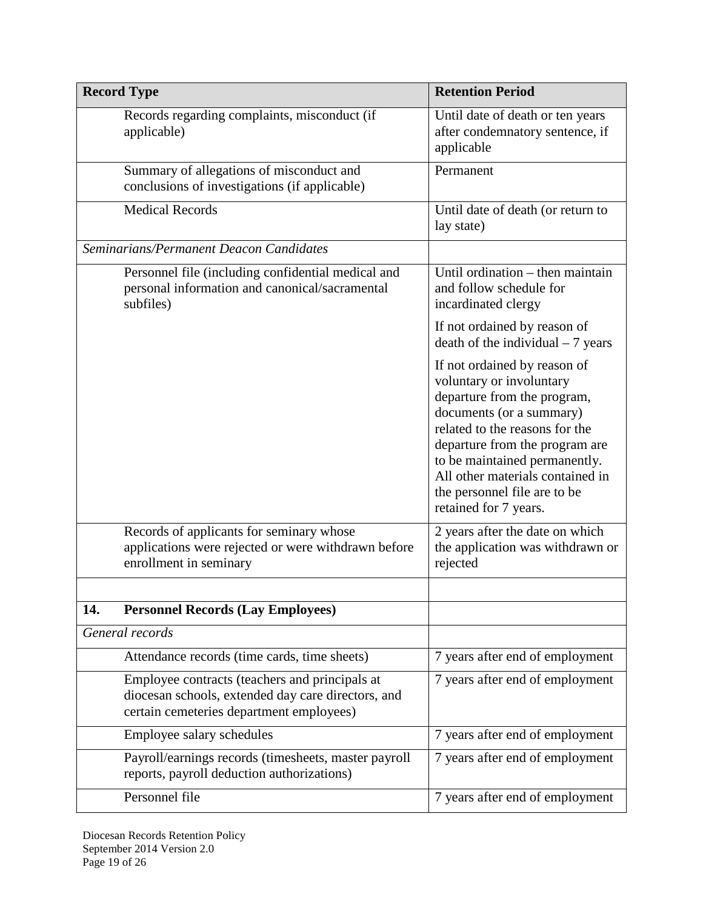| Record Type | Retention Period |
|---|---|
| Records regarding complaints, misconduct (if applicable) | Until date of death or ten years after condemnatory sentence, if applicable |
| Summary of allegations of misconduct and conclusions of investigations (if applicable) | Permanent |
| Medical Records | Until date of death (or return to lay state) |
| *Seminarians/Permanent Deacon Candidates* | |
| Personnel file (including confidential medical and personal information and canonical/sacramental subfiles) | Until ordination – then maintain and follow schedule for incardinated clergy<br><br>If not ordained by reason of death of the individual – 7 years<br><br>If not ordained by reason of voluntary or involuntary departure from the program, documents (or a summary) related to the reasons for the departure from the program are to be maintained permanently. All other materials contained in the personnel file are to be retained for 7 years. |
| Records of applicants for seminary whose applications were rejected or were withdrawn before enrollment in seminary | 2 years after the date on which the application was withdrawn or rejected |
| | |
| **14. Personnel Records (Lay Employees)** | |
| *General records* | |
| Attendance records (time cards, time sheets) | 7 years after end of employment |
| Employee contracts (teachers and principals at diocesan schools, extended day care directors, and certain cemeteries department employees) | 7 years after end of employment |
| Employee salary schedules | 7 years after end of employment |
| Payroll/earnings records (timesheets, master payroll reports, payroll deduction authorizations) | 7 years after end of employment |
| Personnel file | 7 years after end of employment |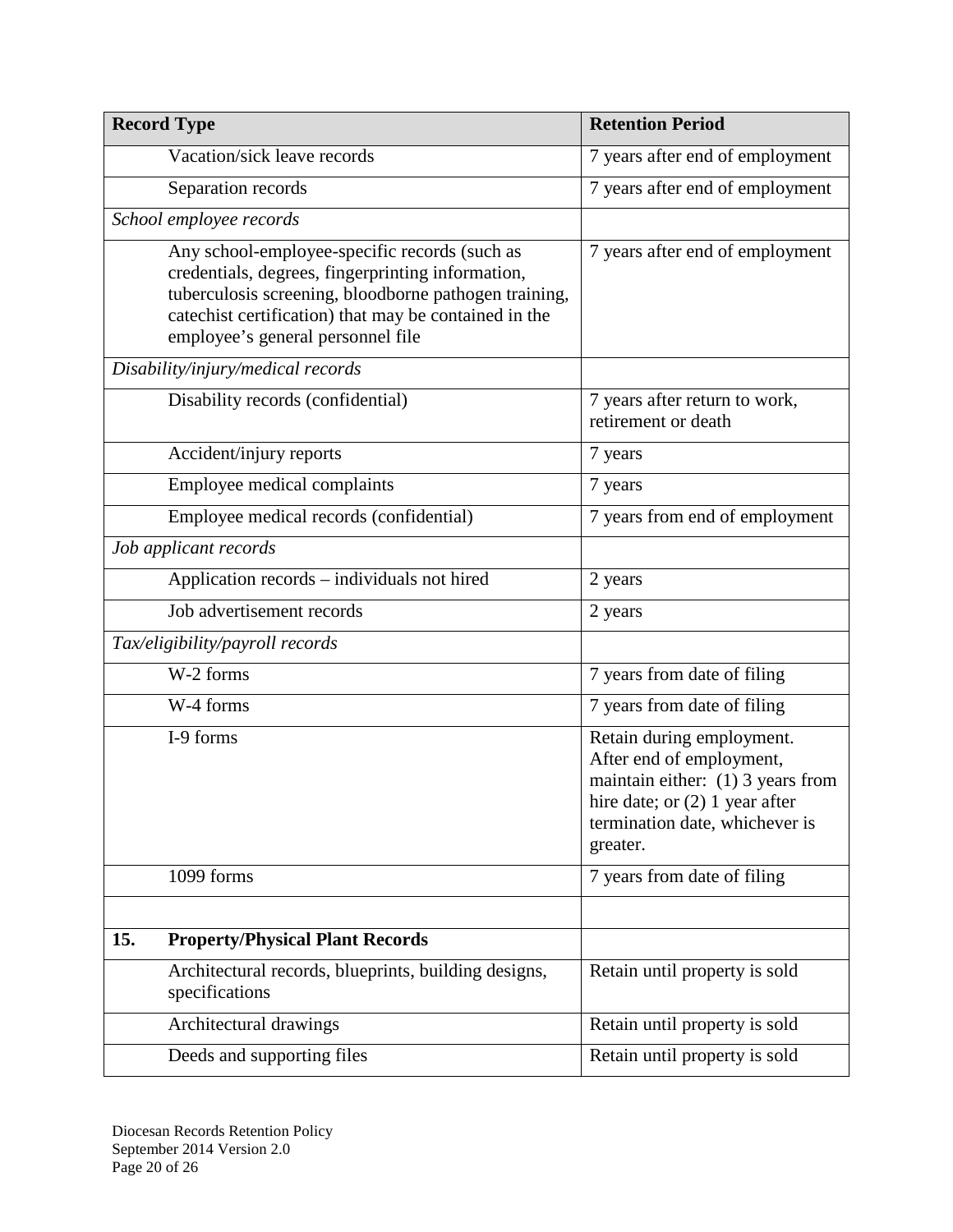| Record Type | Retention Period |
|---|---|
| Vacation/sick leave records | 7 years after end of employment |
| Separation records | 7 years after end of employment |
| *School employee records* | |
| Any school-employee-specific records (such as credentials, degrees, fingerprinting information, tuberculosis screening, bloodborne pathogen training, catechist certification) that may be contained in the employee's general personnel file | 7 years after end of employment |
| *Disability/injury/medical records* | |
| Disability records (confidential) | 7 years after return to work, retirement or death |
| Accident/injury reports | 7 years |
| Employee medical complaints | 7 years |
| Employee medical records (confidential) | 7 years from end of employment |
| *Job applicant records* | |
| Application records – individuals not hired | 2 years |
| Job advertisement records | 2 years |
| *Tax/eligibility/payroll records* | |
| W-2 forms | 7 years from date of filing |
| W-4 forms | 7 years from date of filing |
| I-9 forms | Retain during employment. After end of employment, maintain either: (1) 3 years from hire date; or (2) 1 year after termination date, whichever is greater. |
| 1099 forms | 7 years from date of filing |
| | |
| **15. Property/Physical Plant Records** | |
| Architectural records, blueprints, building designs, specifications | Retain until property is sold |
| Architectural drawings | Retain until property is sold |
| Deeds and supporting files | Retain until property is sold |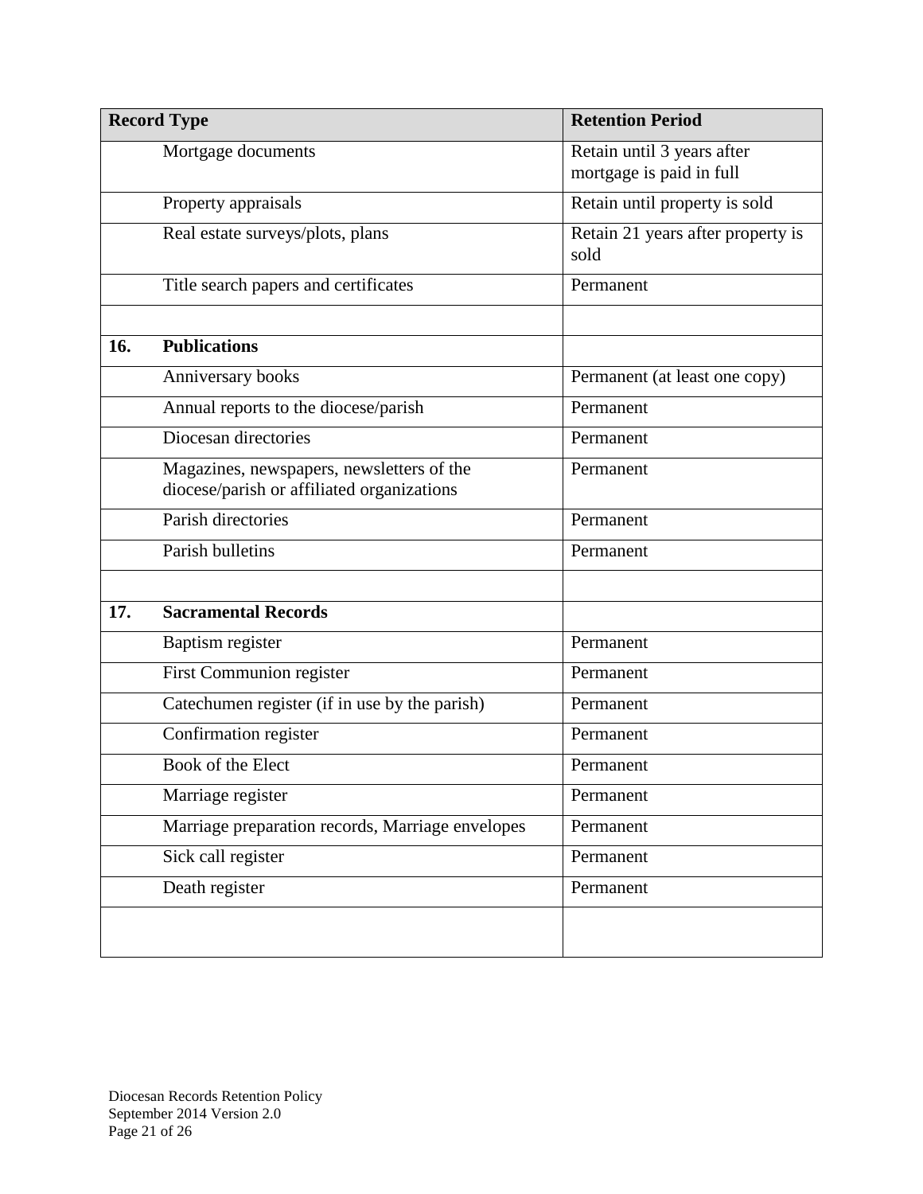| Record Type | | Retention Period |
|---|---|---|
| | Mortgage documents | Retain until 3 years after mortgage is paid in full |
| | Property appraisals | Retain until property is sold |
| | Real estate surveys/plots, plans | Retain 21 years after property is sold |
| | Title search papers and certificates | Permanent |
| | | |
| **16.** | **Publications** | |
| | Anniversary books | Permanent (at least one copy) |
| | Annual reports to the diocese/parish | Permanent |
| | Diocesan directories | Permanent |
| | Magazines, newspapers, newsletters of the diocese/parish or affiliated organizations | Permanent |
| | Parish directories | Permanent |
| | Parish bulletins | Permanent |
| | | |
| **17.** | **Sacramental Records** | |
| | Baptism register | Permanent |
| | First Communion register | Permanent |
| | Catechumen register (if in use by the parish) | Permanent |
| | Confirmation register | Permanent |
| | Book of the Elect | Permanent |
| | Marriage register | Permanent |
| | Marriage preparation records, Marriage envelopes | Permanent |
| | Sick call register | Permanent |
| | Death register | Permanent |
| | | |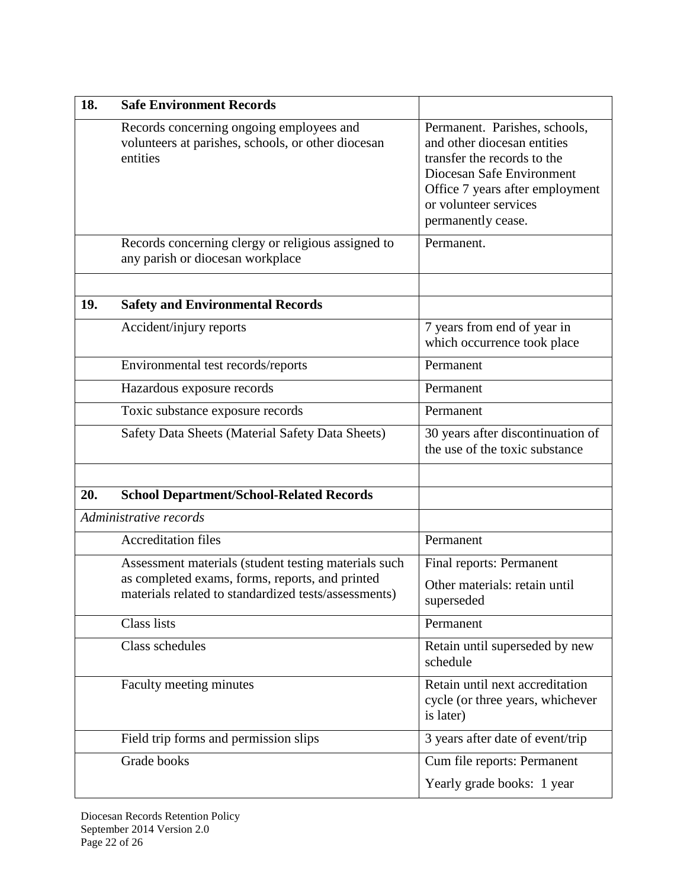| | | |
|---|---|---|
| **18.** | **Safe Environment Records** | |
| | Records concerning ongoing employees and volunteers at parishes, schools, or other diocesan entities | Permanent. Parishes, schools, and other diocesan entities transfer the records to the Diocesan Safe Environment Office 7 years after employment or volunteer services permanently cease. |
| | Records concerning clergy or religious assigned to any parish or diocesan workplace | Permanent. |
| | | |
| **19.** | **Safety and Environmental Records** | |
| | Accident/injury reports | 7 years from end of year in which occurrence took place |
| | Environmental test records/reports | Permanent |
| | Hazardous exposure records | Permanent |
| | Toxic substance exposure records | Permanent |
| | Safety Data Sheets (Material Safety Data Sheets) | 30 years after discontinuation of the use of the toxic substance |
| | | |
| **20.** | **School Department/School-Related Records** | |
| *Administrative records* | | |
| | Accreditation files | Permanent |
| | Assessment materials (student testing materials such as completed exams, forms, reports, and printed materials related to standardized tests/assessments) | Final reports: Permanent<br>Other materials: retain until superseded |
| | Class lists | Permanent |
| | Class schedules | Retain until superseded by new schedule |
| | Faculty meeting minutes | Retain until next accreditation cycle (or three years, whichever is later) |
| | Field trip forms and permission slips | 3 years after date of event/trip |
| | Grade books | Cum file reports: Permanent<br>Yearly grade books: 1 year |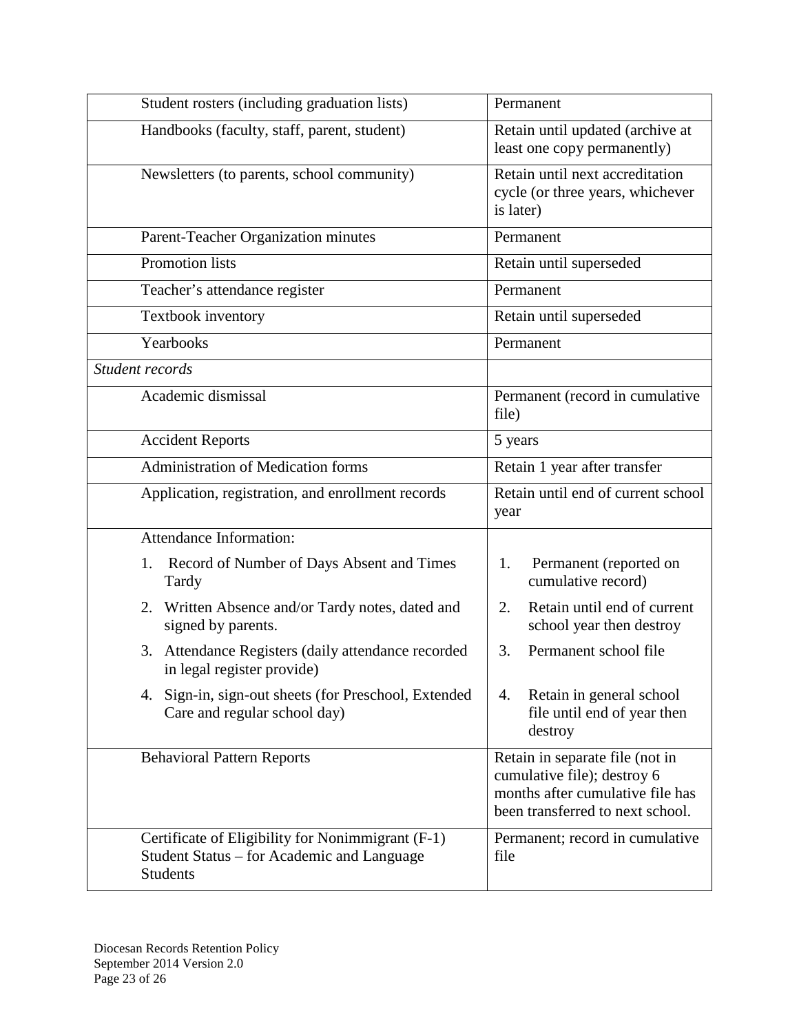| | |
|---|---|
| Student rosters (including graduation lists) | Permanent |
| Handbooks (faculty, staff, parent, student) | Retain until updated (archive at least one copy permanently) |
| Newsletters (to parents, school community) | Retain until next accreditation cycle (or three years, whichever is later) |
| Parent-Teacher Organization minutes | Permanent |
| Promotion lists | Retain until superseded |
| Teacher's attendance register | Permanent |
| Textbook inventory | Retain until superseded |
| Yearbooks | Permanent |
| *Student records* | |
| Academic dismissal | Permanent (record in cumulative file) |
| Accident Reports | 5 years |
| Administration of Medication forms | Retain 1 year after transfer |
| Application, registration, and enrollment records | Retain until end of current school year |
| Attendance Information:<br>1. Record of Number of Days Absent and Times Tardy<br>2. Written Absence and/or Tardy notes, dated and signed by parents.<br>3. Attendance Registers (daily attendance recorded in legal register provide)<br>4. Sign-in, sign-out sheets (for Preschool, Extended Care and regular school day) | <br>1. Permanent (reported on cumulative record)<br>2. Retain until end of current school year then destroy<br>3. Permanent school file<br>4. Retain in general school file until end of year then destroy |
| Behavioral Pattern Reports | Retain in separate file (not in cumulative file); destroy 6 months after cumulative file has been transferred to next school. |
| Certificate of Eligibility for Nonimmigrant (F-1) Student Status – for Academic and Language Students | Permanent; record in cumulative file |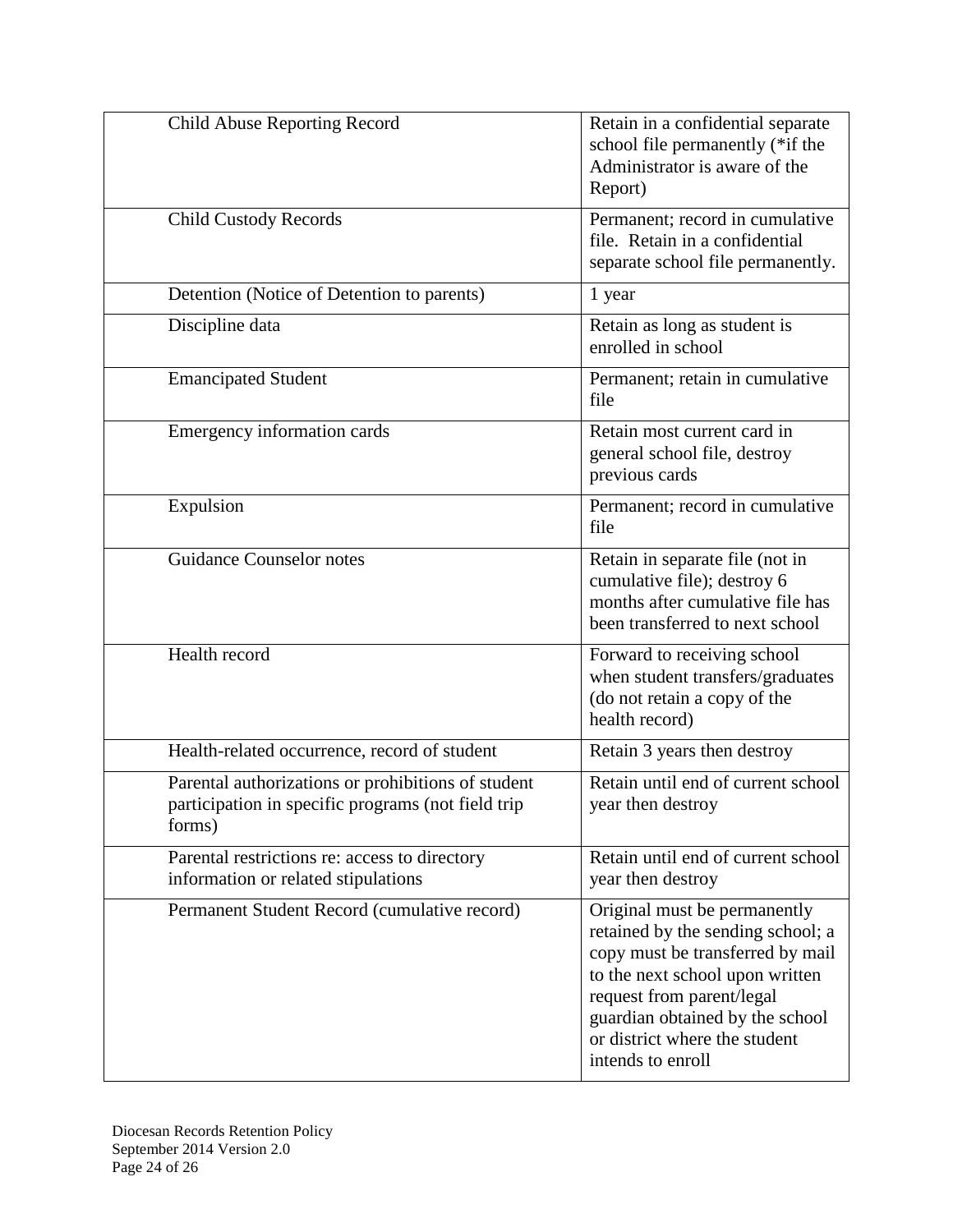| | |
|---|---|
| Child Abuse Reporting Record | Retain in a confidential separate school file permanently (*if the Administrator is aware of the Report) |
| Child Custody Records | Permanent; record in cumulative file. Retain in a confidential separate school file permanently. |
| Detention (Notice of Detention to parents) | 1 year |
| Discipline data | Retain as long as student is enrolled in school |
| Emancipated Student | Permanent; retain in cumulative file |
| Emergency information cards | Retain most current card in general school file, destroy previous cards |
| Expulsion | Permanent; record in cumulative file |
| Guidance Counselor notes | Retain in separate file (not in cumulative file); destroy 6 months after cumulative file has been transferred to next school |
| Health record | Forward to receiving school when student transfers/graduates (do not retain a copy of the health record) |
| Health-related occurrence, record of student | Retain 3 years then destroy |
| Parental authorizations or prohibitions of student participation in specific programs (not field trip forms) | Retain until end of current school year then destroy |
| Parental restrictions re: access to directory information or related stipulations | Retain until end of current school year then destroy |
| Permanent Student Record (cumulative record) | Original must be permanently retained by the sending school; a copy must be transferred by mail to the next school upon written request from parent/legal guardian obtained by the school or district where the student intends to enroll |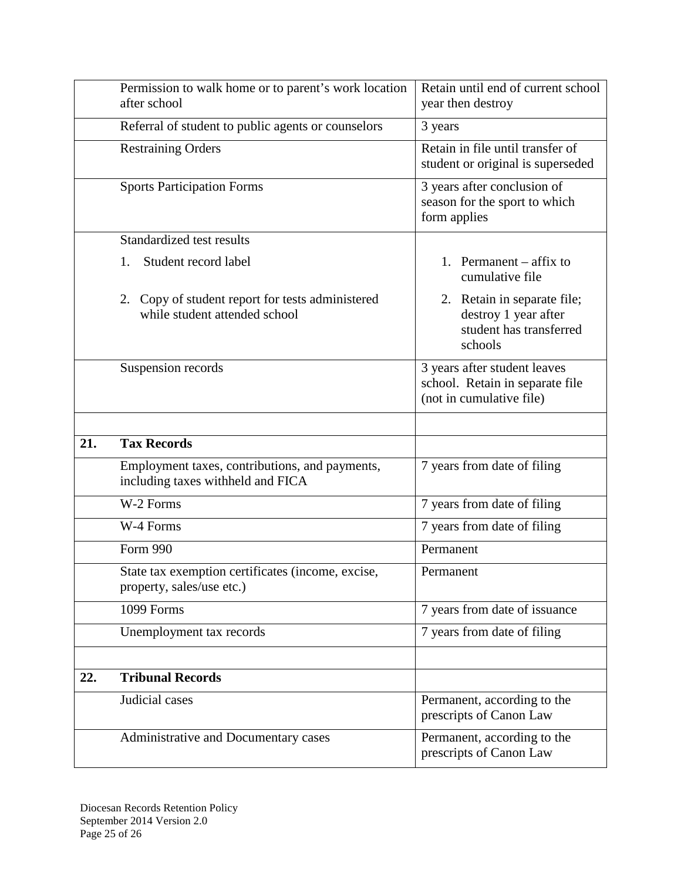| | | |
|---|---|---|
| | Permission to walk home or to parent's work location after school | Retain until end of current school year then destroy |
| | Referral of student to public agents or counselors | 3 years |
| | Restraining Orders | Retain in file until transfer of student or original is superseded |
| | Sports Participation Forms | 3 years after conclusion of season for the sport to which form applies |
| | Standardized test results<br>1. Student record label<br>2. Copy of student report for tests administered while student attended school | <br>1. Permanent – affix to cumulative file<br>2. Retain in separate file; destroy 1 year after student has transferred schools |
| | Suspension records | 3 years after student leaves school. Retain in separate file (not in cumulative file) |
| | | |
| **21.** | **Tax Records** | |
| | Employment taxes, contributions, and payments, including taxes withheld and FICA | 7 years from date of filing |
| | W-2 Forms | 7 years from date of filing |
| | W-4 Forms | 7 years from date of filing |
| | Form 990 | Permanent |
| | State tax exemption certificates (income, excise, property, sales/use etc.) | Permanent |
| | 1099 Forms | 7 years from date of issuance |
| | Unemployment tax records | 7 years from date of filing |
| | | |
| **22.** | **Tribunal Records** | |
| | Judicial cases | Permanent, according to the prescripts of Canon Law |
| | Administrative and Documentary cases | Permanent, according to the prescripts of Canon Law |

Diocesan Records Retention Policy
September 2014 Version 2.0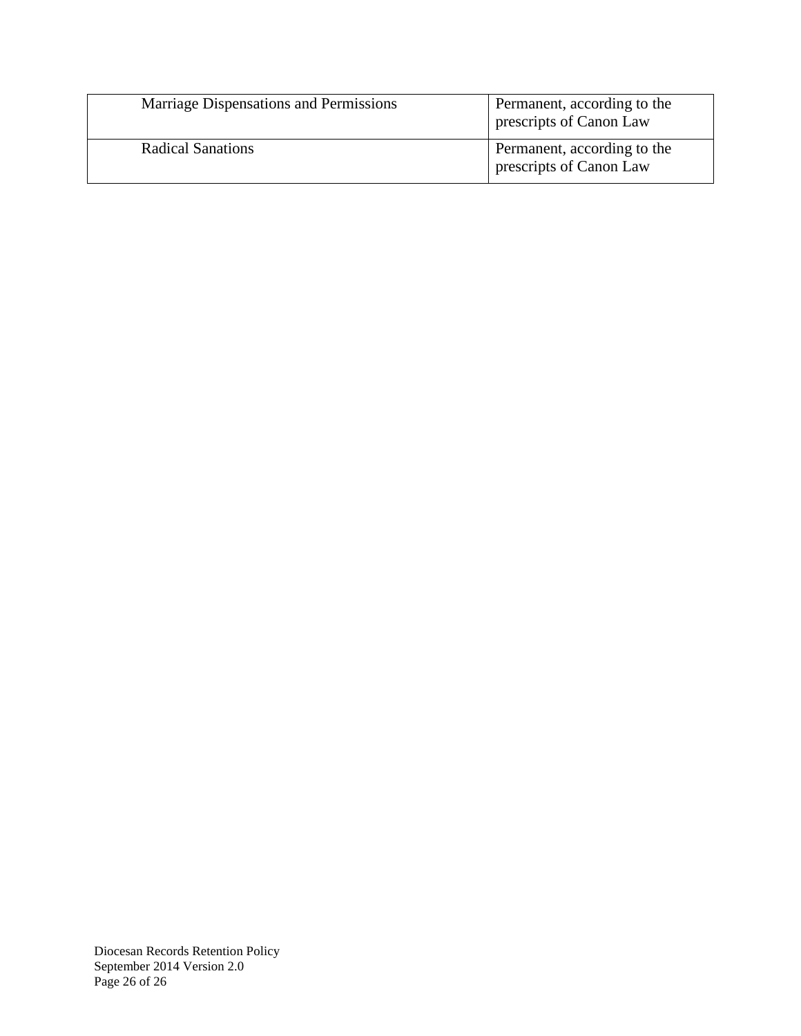| | |
|---|---|
| Marriage Dispensations and Permissions | Permanent, according to the prescripts of Canon Law |
| Radical Sanations | Permanent, according to the prescripts of Canon Law |